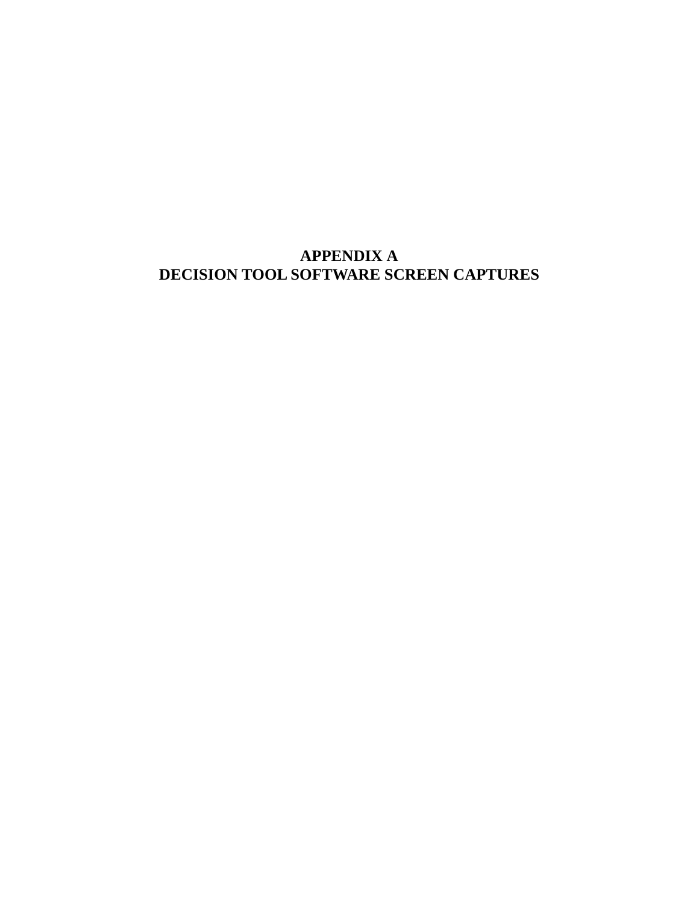# APPENDIX A
# DECISION TOOL SOFTWARE SCREEN CAPTURES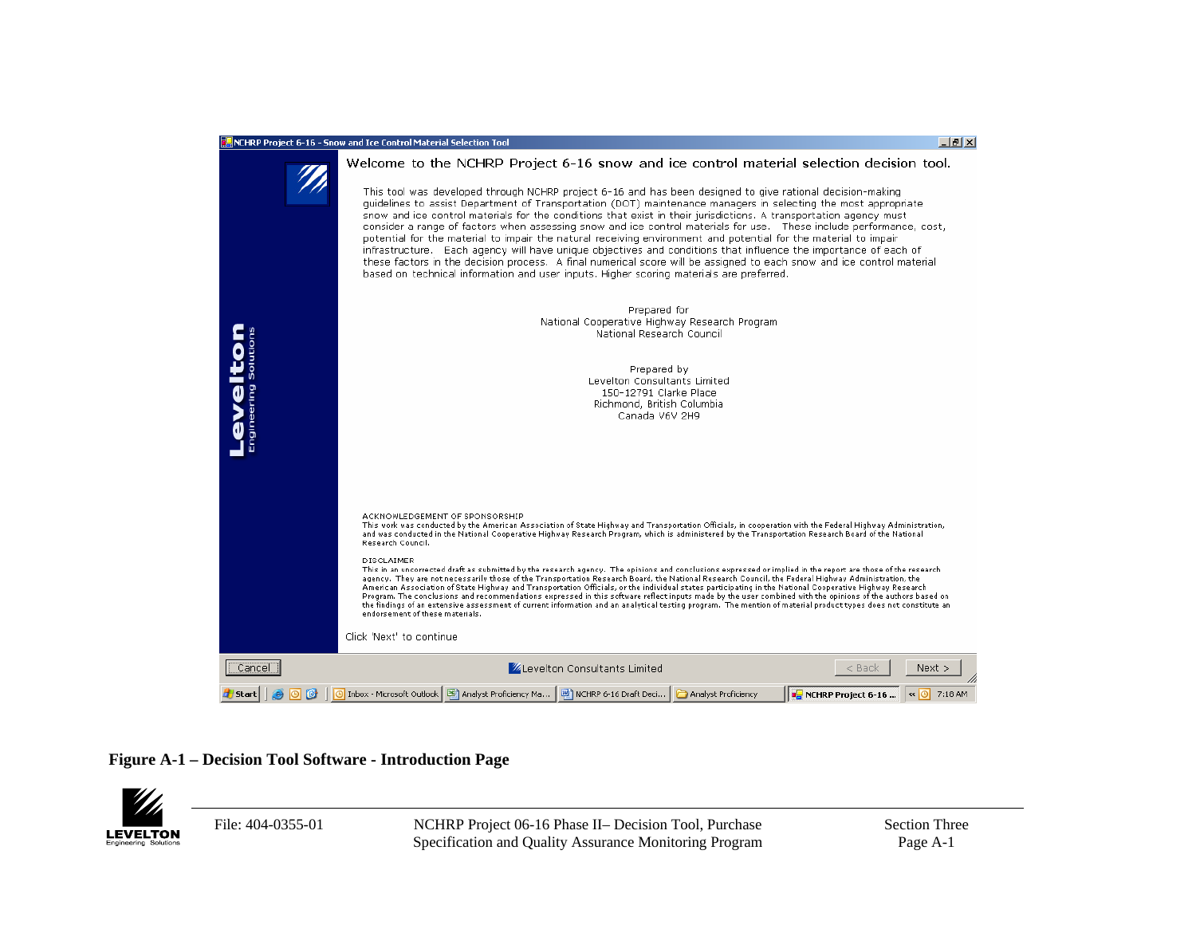NCHRP Project 6-16 - Snow and Ice Control Material Selection Tool

Welcome to the NCHRP Project 6-16 snow and ice control material selection decision tool.

This tool was developed through NCHRP project 6-16 and has been designed to give rational decision-making guidelines to assist Department of Transportation (DOT) maintenance managers in selecting the most appropriate snow and ice control materials for the conditions that exist in their jurisdictions. A transportation agency must consider a range of factors when assessing snow and ice control materials for use. These include performance, cost, potential for the material to impair the natural receiving environment and potential for the material to impair infrastructure. Each agency will have unique objectives and conditions that influence the importance of each of these factors in the decision process. A final numerical score will be assigned to each snow and ice control material based on technical information and user inputs. Higher scoring materials are preferred.

Prepared for
National Cooperative Highway Research Program
National Research Council

Prepared by
Levelton Consultants Limited
150-12791 Clarke Place
Richmond, British Columbia
Canada V6V 2H9

ACKNOWLEDGEMENT OF SPONSORSHIP
This work was conducted by the American Association of State Highway and Transportation Officials, in cooperation with the Federal Highway Administration, and was conducted in the National Cooperative Highway Research Program, which is administered by the Transportation Research Board of the National Research Council.

DISCLAIMER
This in an uncorrected draft as submitted by the research agency. The opinions and conclusions expressed or implied in the report are those of the research agency. They are not necessarily those of the Transportation Research Board, the National Research Council, the Federal Highway Administration, the American Association of State Highway and Transportation Officials, or the individual states participating in the National Cooperative Highway Research Program. The conclusions and recommendations expressed in this software reflect inputs made by the user combined with the opinions of the authors based on the findings of an extensive assessment of current information and an analytical testing program. The mention of material product types does not constitute an endorsement of these materials.

Click 'Next' to continue

Cancel | Levelton Consultants Limited | < Back | Next >

**Figure A-1 – Decision Tool Software - Introduction Page**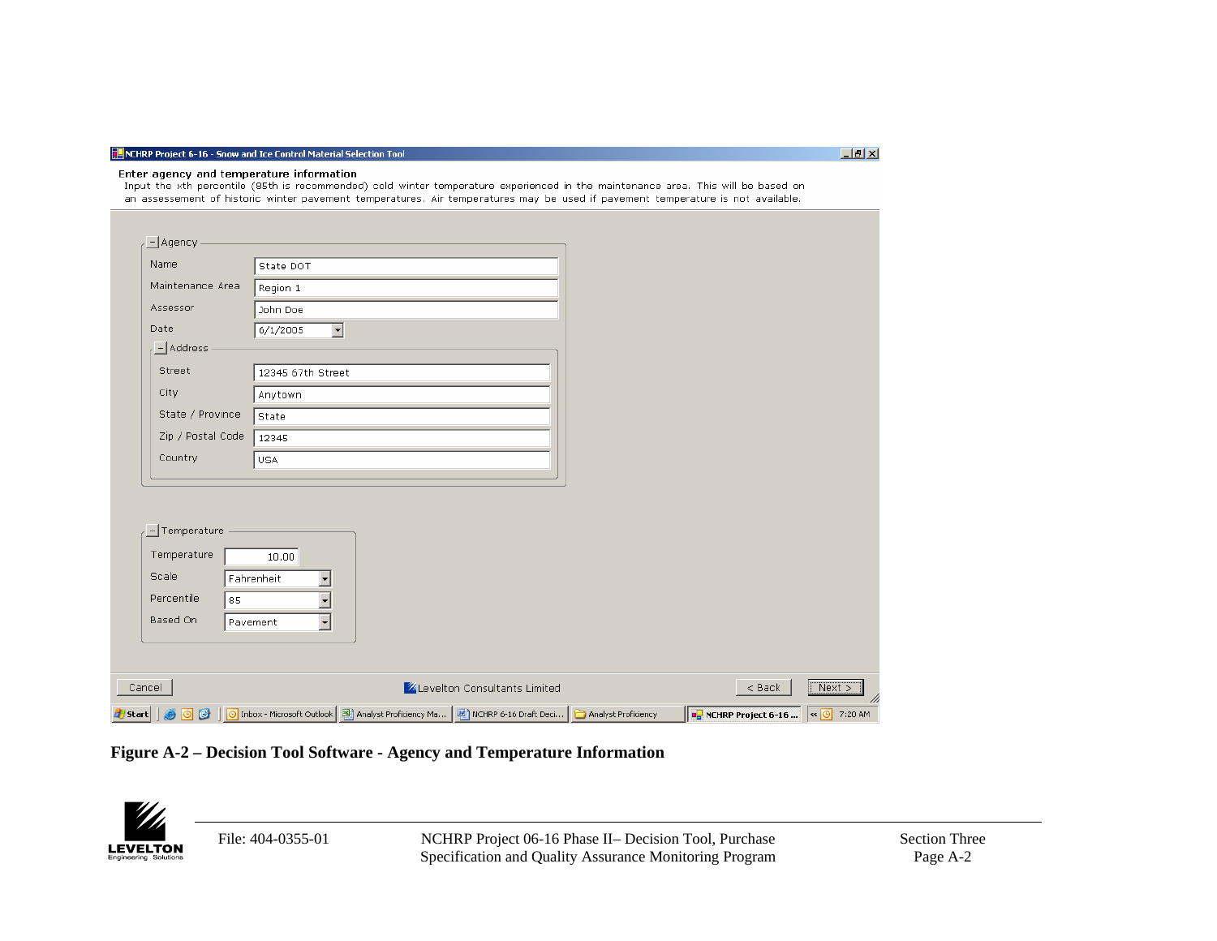NCHRP Project 6-16 - Snow and Ice Control Material Selection Tool

**Enter agency and temperature information**

Input the xth percentile (85th is recommended) cold winter temperature experienced in the maintenance area. This will be based on an assessement of historic winter pavement temperatures. Air temperatures may be used if pavement temperature is not available.

**Agency**

| Field | Value |
|---|---|
| Name | State DOT |
| Maintenance Area | Region 1 |
| Assessor | John Doe |
| Date | 6/1/2005 |

**Address**

| Field | Value |
|---|---|
| Street | 12345 67th Street |
| City | Anytown |
| State / Province | State |
| Zip / Postal Code | 12345 |
| Country | USA |

**Temperature**

| Field | Value |
|---|---|
| Temperature | 10.00 |
| Scale | Fahrenheit |
| Percentile | 85 |
| Based On | Pavement |

Cancel | Levelton Consultants Limited | < Back | Next >

**Figure A-2 – Decision Tool Software - Agency and Temperature Information**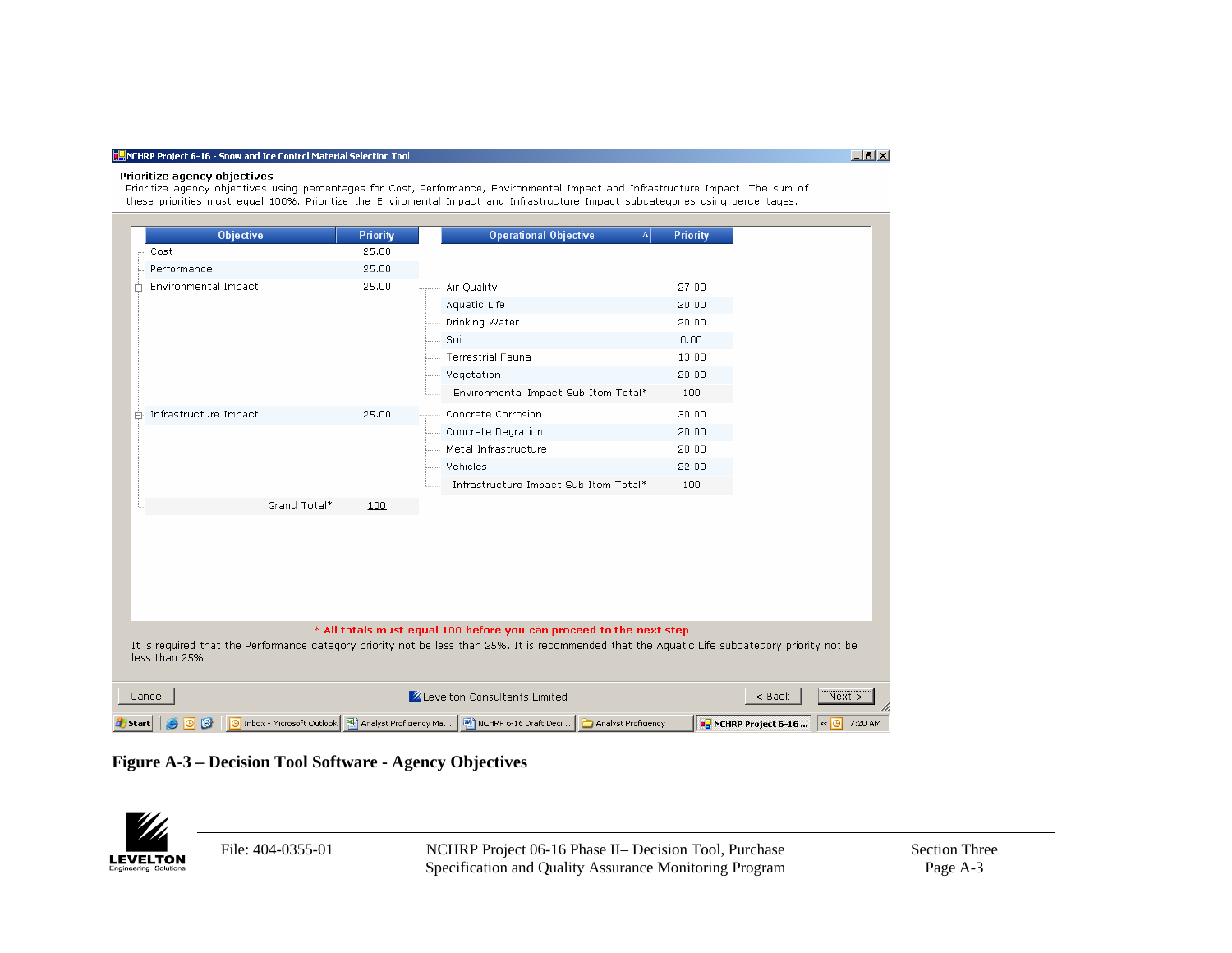NCHRP Project 6-16 - Snow and Ice Control Material Selection Tool

**Prioritize agency objectives**

Prioritize agency objectives using percentages for Cost, Performance, Environmental Impact and Infrastructure Impact. The sum of these priorities must equal 100%. Prioritize the Enviromental Impact and Infrastructure Impact subcategories using percentages.

| Objective | Priority | Operational Objective | Priority |
|---|---|---|---|
| Cost | 25.00 | | |
| Performance | 25.00 | | |
| Environmental Impact | 25.00 | Air Quality | 27.00 |
| | | Aquatic Life | 20.00 |
| | | Drinking Water | 20.00 |
| | | Soil | 0.00 |
| | | Terrestrial Fauna | 13.00 |
| | | Vegetation | 20.00 |
| | | Environmental Impact Sub Item Total* | 100 |
| Infrastructure Impact | 25.00 | Concrete Corrosion | 30.00 |
| | | Concrete Degration | 20.00 |
| | | Metal Infrastructure | 28.00 |
| | | Vehicles | 22.00 |
| | | Infrastructure Impact Sub Item Total* | 100 |
| Grand Total* | 100 | | |

* All totals must equal 100 before you can proceed to the next step

It is required that the Performance category priority not be less than 25%. It is recommended that the Aquatic Life subcategory priority not be less than 25%.

Cancel | Levelton Consultants Limited | < Back | Next >

**Figure A-3 – Decision Tool Software - Agency Objectives**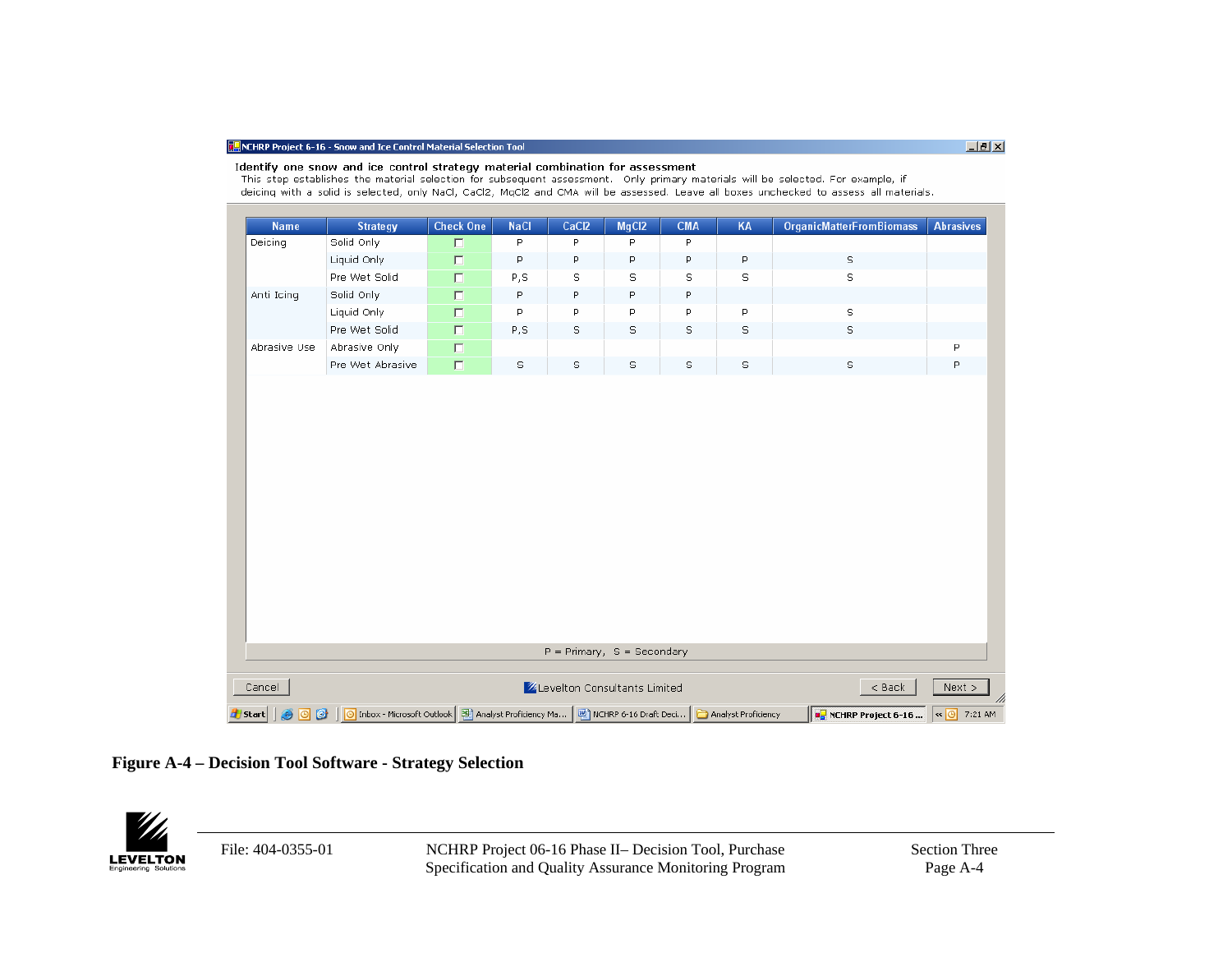NCHRP Project 6-16 - Snow and Ice Control Material Selection Tool

Identify one snow and ice control strategy material combination for assessment

This step establishes the material selection for subsequent assessment. Only primary materials will be selected. For example, if deicing with a solid is selected, only NaCl, CaCl2, MgCl2 and CMA will be assessed. Leave all boxes unchecked to assess all materials.

| Name | Strategy | Check One | NaCl | CaCl2 | MgCl2 | CMA | KA | OrganicMatterFromBiomass | Abrasives |
|---|---|---|---|---|---|---|---|---|---|
| Deicing | Solid Only | ☐ | P | P | P | P | | | |
| | Liquid Only | ☐ | P | P | P | P | P | S | |
| | Pre Wet Solid | ☐ | P,S | S | S | S | S | S | |
| Anti Icing | Solid Only | ☐ | P | P | P | P | | | |
| | Liquid Only | ☐ | P | P | P | P | P | S | |
| | Pre Wet Solid | ☐ | P,S | S | S | S | S | S | |
| Abrasive Use | Abrasive Only | ☐ | | | | | | | P |
| | Pre Wet Abrasive | ☐ | S | S | S | S | S | S | P |

P = Primary, S = Secondary

Cancel | Levelton Consultants Limited | < Back | Next >

**Figure A-4 – Decision Tool Software - Strategy Selection**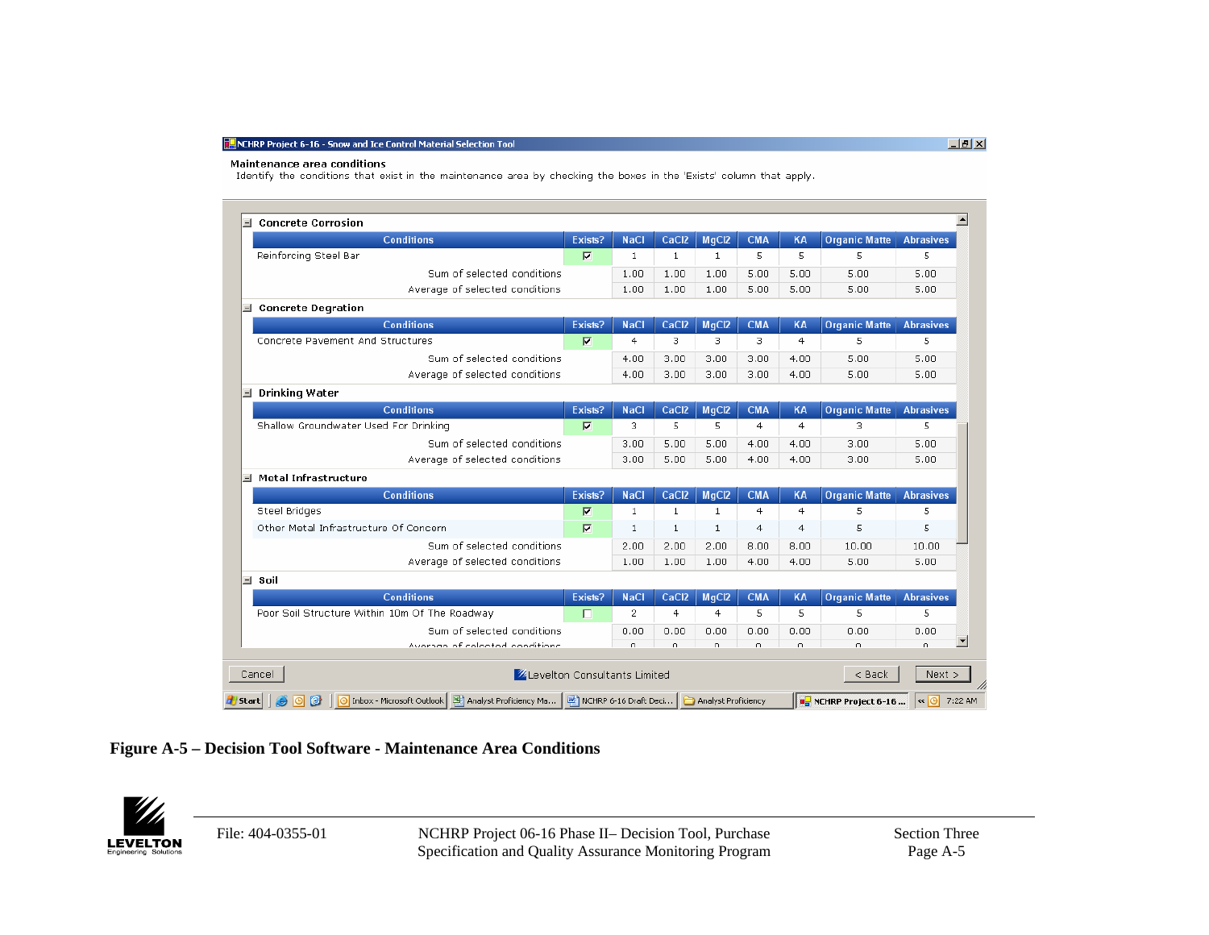NCHRP Project 6-16 - Snow and Ice Control Material Selection Tool

**Maintenance area conditions**

Identify the conditions that exist in the maintenance area by checking the boxes in the 'Exists' column that apply.

**Concrete Corrosion**

| Conditions | Exists? | NaCl | CaCl2 | MgCl2 | CMA | KA | Organic Matte | Abrasives |
|---|---|---|---|---|---|---|---|---|
| Reinforcing Steel Bar | ☑ | 1 | 1 | 1 | 5 | 5 | 5 | 5 |
| Sum of selected conditions | | 1.00 | 1.00 | 1.00 | 5.00 | 5.00 | 5.00 | 5.00 |
| Average of selected conditions | | 1.00 | 1.00 | 1.00 | 5.00 | 5.00 | 5.00 | 5.00 |

**Concrete Degration**

| Conditions | Exists? | NaCl | CaCl2 | MgCl2 | CMA | KA | Organic Matte | Abrasives |
|---|---|---|---|---|---|---|---|---|
| Concrete Pavement And Structures | ☑ | 4 | 3 | 3 | 3 | 4 | 5 | 5 |
| Sum of selected conditions | | 4.00 | 3.00 | 3.00 | 3.00 | 4.00 | 5.00 | 5.00 |
| Average of selected conditions | | 4.00 | 3.00 | 3.00 | 3.00 | 4.00 | 5.00 | 5.00 |

**Drinking Water**

| Conditions | Exists? | NaCl | CaCl2 | MgCl2 | CMA | KA | Organic Matte | Abrasives |
|---|---|---|---|---|---|---|---|---|
| Shallow Groundwater Used For Drinking | ☑ | 3 | 5 | 5 | 4 | 4 | 3 | 5 |
| Sum of selected conditions | | 3.00 | 5.00 | 5.00 | 4.00 | 4.00 | 3.00 | 5.00 |
| Average of selected conditions | | 3.00 | 5.00 | 5.00 | 4.00 | 4.00 | 3.00 | 5.00 |

**Metal Infrastructure**

| Conditions | Exists? | NaCl | CaCl2 | MgCl2 | CMA | KA | Organic Matte | Abrasives |
|---|---|---|---|---|---|---|---|---|
| Steel Bridges | ☑ | 1 | 1 | 1 | 4 | 4 | 5 | 5 |
| Other Metal Infrastructure Of Concern | ☑ | 1 | 1 | 1 | 4 | 4 | 5 | 5 |
| Sum of selected conditions | | 2.00 | 2.00 | 2.00 | 8.00 | 8.00 | 10.00 | 10.00 |
| Average of selected conditions | | 1.00 | 1.00 | 1.00 | 4.00 | 4.00 | 5.00 | 5.00 |

**Soil**

| Conditions | Exists? | NaCl | CaCl2 | MgCl2 | CMA | KA | Organic Matte | Abrasives |
|---|---|---|---|---|---|---|---|---|
| Poor Soil Structure Within 10m Of The Roadway | ☐ | 2 | 4 | 4 | 5 | 5 | 5 | 5 |
| Sum of selected conditions | | 0.00 | 0.00 | 0.00 | 0.00 | 0.00 | 0.00 | 0.00 |
| Average of selected conditions | | 0 | 0 | 0 | 0 | 0 | 0 | 0 |

Cancel | Levelton Consultants Limited | < Back | Next >

**Figure A-5 – Decision Tool Software - Maintenance Area Conditions**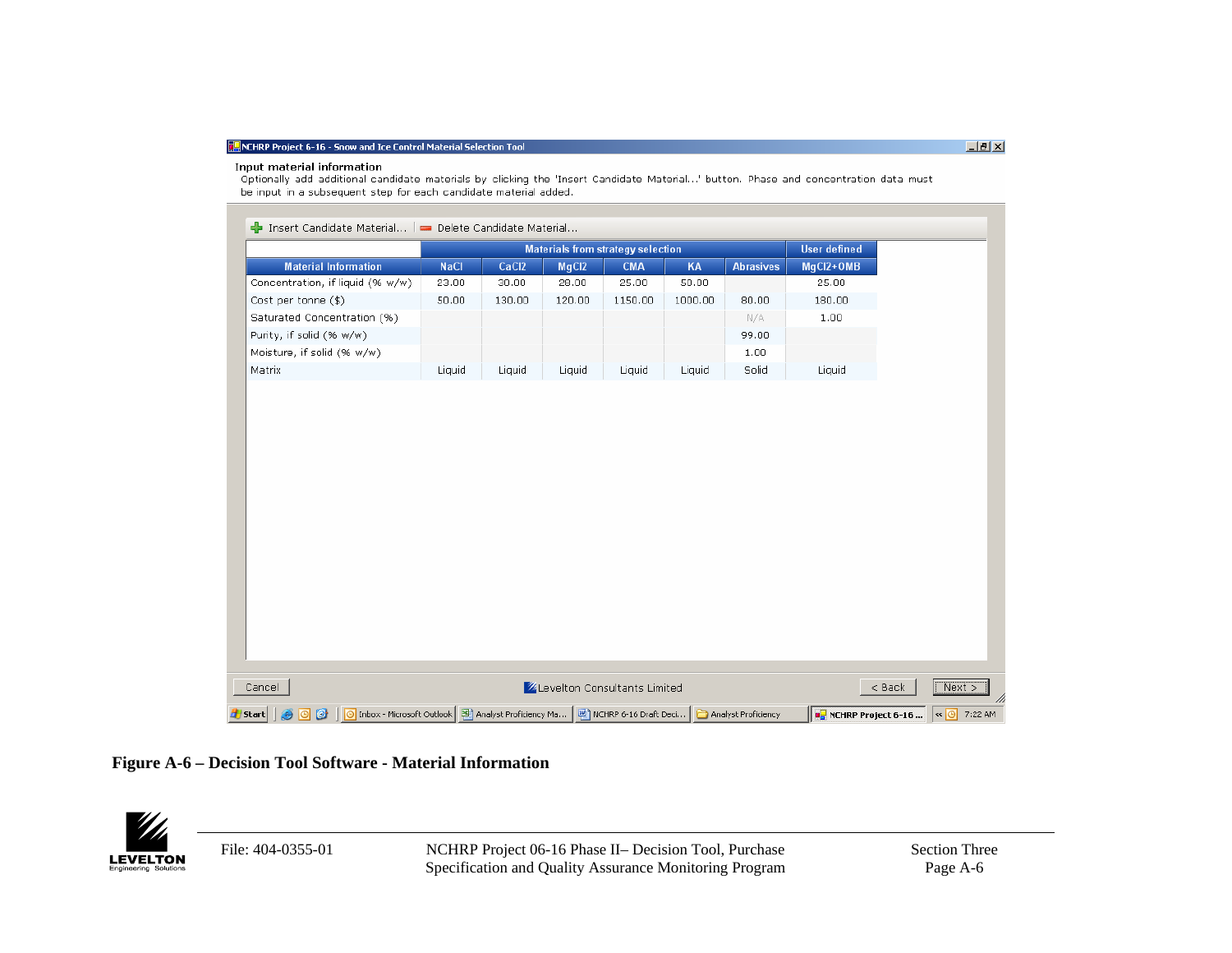NCHRP Project 6-16 - Snow and Ice Control Material Selection Tool

Input material information

Optionally add additional candidate materials by clicking the 'Insert Candidate Material...' button. Phase and concentration data must be input in a subsequent step for each candidate material added.

Insert Candidate Material... | Delete Candidate Material...

| | Materials from strategy selection | | | | | | User defined |
|---|---|---|---|---|---|---|---|
| Material Information | NaCl | CaCl2 | MgCl2 | CMA | KA | Abrasives | MgCl2+OMB |
| Concentration, if liquid (% w/w) | 23.00 | 30.00 | 28.00 | 25.00 | 50.00 | | 25.00 |
| Cost per tonne ($) | 50.00 | 130.00 | 120.00 | 1150.00 | 1000.00 | 80.00 | 180.00 |
| Saturated Concentration (%) | | | | | | N/A | 1.00 |
| Purity, if solid (% w/w) | | | | | | 99.00 | |
| Moisture, if solid (% w/w) | | | | | | 1.00 | |
| Matrix | Liquid | Liquid | Liquid | Liquid | Liquid | Solid | Liquid |

Cancel | Levelton Consultants Limited | < Back | Next >

**Figure A-6 – Decision Tool Software - Material Information**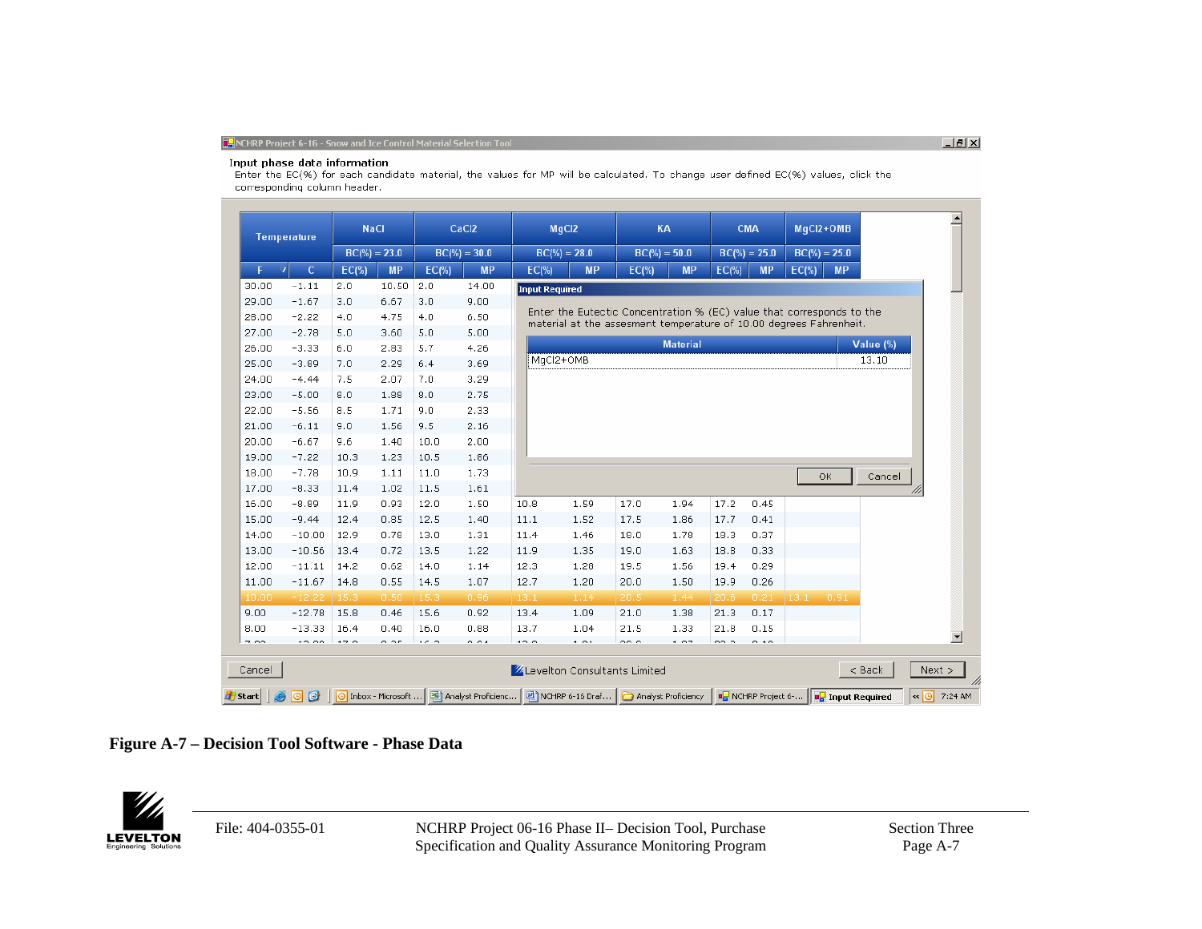NCHRP Project 6-16 - Snow and Ice Control Material Selection Tool

**Input phase data information**

Enter the EC(%) for each candidate material, the values for MP will be calculated. To change user defined EC(%) values, click the corresponding column header.

| Temperature | | NaCl | | CaCl2 | | MgCl2 | | KA | | CMA | | MgCl2+OMB | |
|---|---|---|---|---|---|---|---|---|---|---|---|---|---|
| | | BC(%) = 23.0 | | BC(%) = 30.0 | | BC(%) = 28.0 | | BC(%) = 50.0 | | BC(%) = 25.0 | | BC(%) = 25.0 | |
| F | C | EC(%) | MP | EC(%) | MP | EC(%) | MP | EC(%) | MP | EC(%) | MP | EC(%) | MP |
| 30.00 | -1.11 | 2.0 | 10.50 | 2.0 | 14.00 | | | | | | | | |
| 29.00 | -1.67 | 3.0 | 6.67 | 3.0 | 9.00 | | | | | | | | |
| 28.00 | -2.22 | 4.0 | 4.75 | 4.0 | 6.50 | | | | | | | | |
| 27.00 | -2.78 | 5.0 | 3.60 | 5.0 | 5.00 | | | | | | | | |
| 26.00 | -3.33 | 6.0 | 2.83 | 5.7 | 4.26 | | | | | | | | |
| 25.00 | -3.89 | 7.0 | 2.29 | 6.4 | 3.69 | | | | | | | | |
| 24.00 | -4.44 | 7.5 | 2.07 | 7.0 | 3.29 | | | | | | | | |
| 23.00 | -5.00 | 8.0 | 1.88 | 8.0 | 2.75 | | | | | | | | |
| 22.00 | -5.56 | 8.5 | 1.71 | 9.0 | 2.33 | | | | | | | | |
| 21.00 | -6.11 | 9.0 | 1.56 | 9.5 | 2.16 | | | | | | | | |
| 20.00 | -6.67 | 9.6 | 1.40 | 10.0 | 2.00 | | | | | | | | |
| 19.00 | -7.22 | 10.3 | 1.23 | 10.5 | 1.86 | | | | | | | | |
| 18.00 | -7.78 | 10.9 | 1.11 | 11.0 | 1.73 | | | | | | | | |
| 17.00 | -8.33 | 11.4 | 1.02 | 11.5 | 1.61 | | | | | | | | |
| 16.00 | -8.89 | 11.9 | 0.93 | 12.0 | 1.50 | 10.8 | 1.59 | 17.0 | 1.94 | 17.2 | 0.45 | | |
| 15.00 | -9.44 | 12.4 | 0.85 | 12.5 | 1.40 | 11.1 | 1.52 | 17.5 | 1.86 | 17.7 | 0.41 | | |
| 14.00 | -10.00 | 12.9 | 0.78 | 13.0 | 1.31 | 11.4 | 1.46 | 18.0 | 1.78 | 18.3 | 0.37 | | |
| 13.00 | -10.56 | 13.4 | 0.72 | 13.5 | 1.22 | 11.9 | 1.35 | 19.0 | 1.63 | 18.8 | 0.33 | | |
| 12.00 | -11.11 | 14.2 | 0.62 | 14.0 | 1.14 | 12.3 | 1.28 | 19.5 | 1.56 | 19.4 | 0.29 | | |
| 11.00 | -11.67 | 14.8 | 0.55 | 14.5 | 1.07 | 12.7 | 1.20 | 20.0 | 1.50 | 19.9 | 0.26 | | |
| 10.00 | -12.22 | 15.3 | 0.50 | 15.3 | 0.96 | 13.1 | 1.14 | 20.5 | 1.44 | 20.6 | 0.21 | 13.1 | 0.91 |
| 9.00 | -12.78 | 15.8 | 0.46 | 15.6 | 0.92 | 13.4 | 1.09 | 21.0 | 1.38 | 21.3 | 0.17 | | |
| 8.00 | -13.33 | 16.4 | 0.40 | 16.0 | 0.88 | 13.7 | 1.04 | 21.5 | 1.33 | 21.8 | 0.15 | | |

**Input Required**

Enter the Eutectic Concentration % (EC) value that corresponds to the material at the assesment temperature of 10.00 degrees Fahrenheit.

| Material | Value (%) |
|---|---|
| MgCl2+OMB | 13.10 |

OK | Cancel

Cancel | Levelton Consultants Limited | < Back | Next >

**Figure A-7 – Decision Tool Software - Phase Data**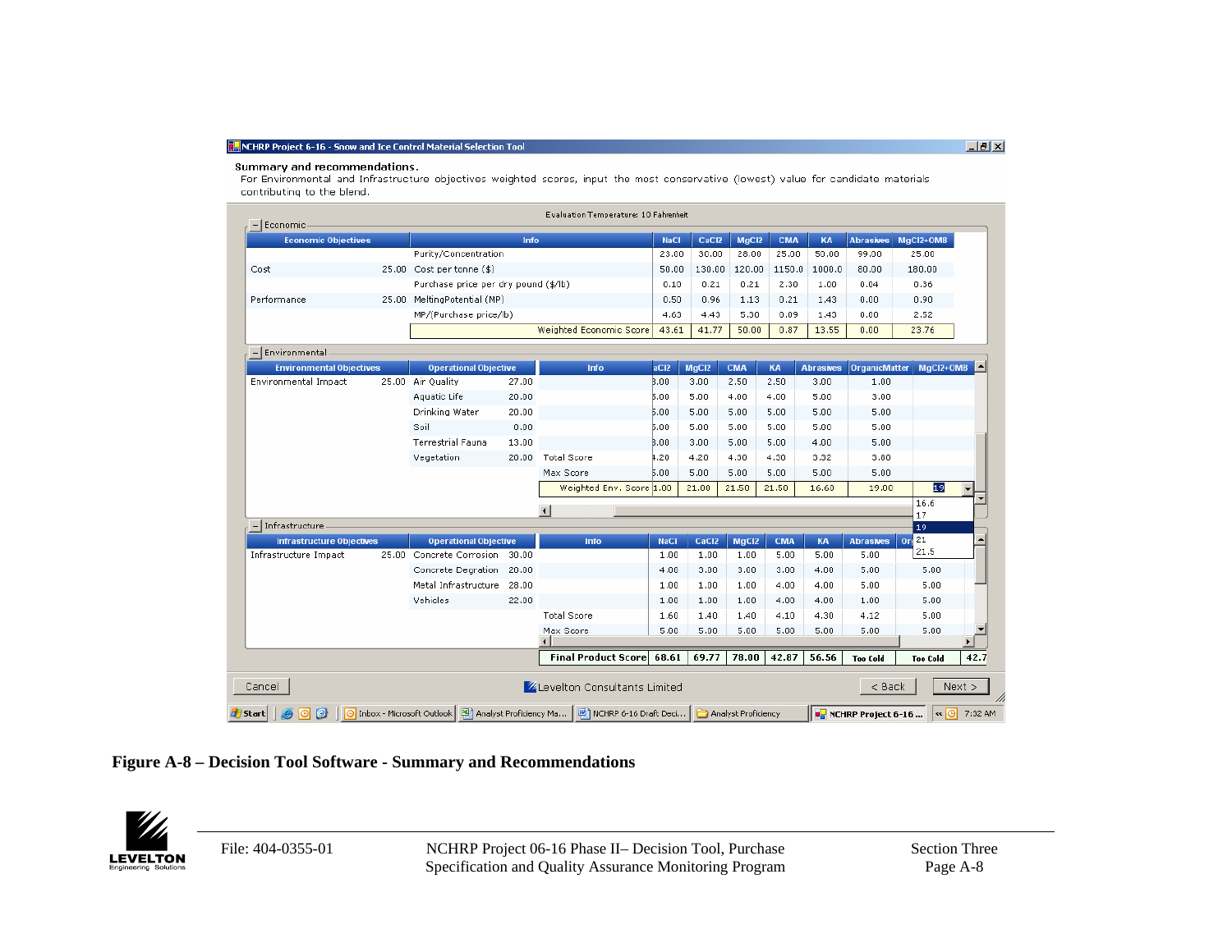NCHRP Project 6-16 - Snow and Ice Control Material Selection Tool

Summary and recommendations.

For Environmental and Infrastructure objectives weighted scores, input the most conservative (lowest) value for candidate materials contributing to the blend.

Evaluation Temperature: 10 Fahrenheit

Economic

| Economic Objectives | | Info | NaCl | CaCl2 | MgCl2 | CMA | KA | Abrasives | MgCl2+OMB |
|---|---|---|---|---|---|---|---|---|---|
| | | Purity/Concentration | 23.00 | 30.00 | 28.00 | 25.00 | 50.00 | 99.00 | 25.00 |
| Cost | 25.00 | Cost per tonne ($) | 50.00 | 130.00 | 120.00 | 1150.0 | 1000.0 | 80.00 | 180.00 |
| | | Purchase price per dry pound ($/lb) | 0.10 | 0.21 | 0.21 | 2.30 | 1.00 | 0.04 | 0.36 |
| Performance | 25.00 | MeltingPotential (MP) | 0.50 | 0.96 | 1.13 | 0.21 | 1.43 | 0.00 | 0.90 |
| | | MP/(Purchase price/lb) | 4.63 | 4.43 | 5.30 | 0.09 | 1.43 | 0.00 | 2.52 |
| | | Weighted Economic Score | 43.61 | 41.77 | 50.00 | 0.87 | 13.55 | 0.00 | 23.76 |

Environmental

| Environmental Objectives | | Operational Objective | | Info | aCl2 | MgCl2 | CMA | KA | Abrasives | OrganicMatter | MgCl2+OMB |
|---|---|---|---|---|---|---|---|---|---|---|---|
| Environmental Impact | 25.00 | Air Quality | 27.00 | | 3.00 | 3.00 | 2.50 | 2.50 | 3.00 | 1.00 | |
| | | Aquatic Life | 20.00 | | 5.00 | 5.00 | 4.00 | 4.00 | 5.00 | 3.00 | |
| | | Drinking Water | 20.00 | | 5.00 | 5.00 | 5.00 | 5.00 | 5.00 | 5.00 | |
| | | Soil | 0.00 | | 5.00 | 5.00 | 5.00 | 5.00 | 5.00 | 5.00 | |
| | | Terrestrial Fauna | 13.00 | | 3.00 | 3.00 | 5.00 | 5.00 | 4.00 | 5.00 | |
| | | Vegetation | 20.00 | Total Score | 4.20 | 4.20 | 4.30 | 4.30 | 3.32 | 3.80 | |
| | | | | Max Score | 5.00 | 5.00 | 5.00 | 5.00 | 5.00 | 5.00 | |
| | | | | Weighted Env. Score | 1.00 | 21.00 | 21.50 | 21.50 | 16.60 | 19.00 | 19 |

Dropdown options: 16.6, 17, 19, 21, 21.5

Infrastructure

| Infrastructure Objectives | | Operational Objective | | Info | NaCl | CaCl2 | MgCl2 | CMA | KA | Abrasives | Or... |
|---|---|---|---|---|---|---|---|---|---|---|---|
| Infrastructure Impact | 25.00 | Concrete Corrosion | 30.00 | | 1.00 | 1.00 | 1.00 | 5.00 | 5.00 | 5.00 | |
| | | Concrete Degration | 20.00 | | 4.00 | 3.00 | 3.00 | 3.00 | 4.00 | 5.00 | 5.00 |
| | | Metal Infrastructure | 28.00 | | 1.00 | 1.00 | 1.00 | 4.00 | 4.00 | 5.00 | 5.00 |
| | | Vehicles | 22.00 | | 1.00 | 1.00 | 1.00 | 4.00 | 4.00 | 1.00 | 5.00 |
| | | | | Total Score | 1.60 | 1.40 | 1.40 | 4.10 | 4.30 | 4.12 | 5.00 |
| | | | | Max Score | 5.00 | 5.00 | 5.00 | 5.00 | 5.00 | 5.00 | 5.00 |

| Final Product Score | 68.61 | 69.77 | 78.00 | 42.87 | 56.56 | Too Cold | Too Cold | 42.7 |
|---|---|---|---|---|---|---|---|---|

Cancel | Levelton Consultants Limited | < Back | Next >

**Figure A-8 – Decision Tool Software - Summary and Recommendations**